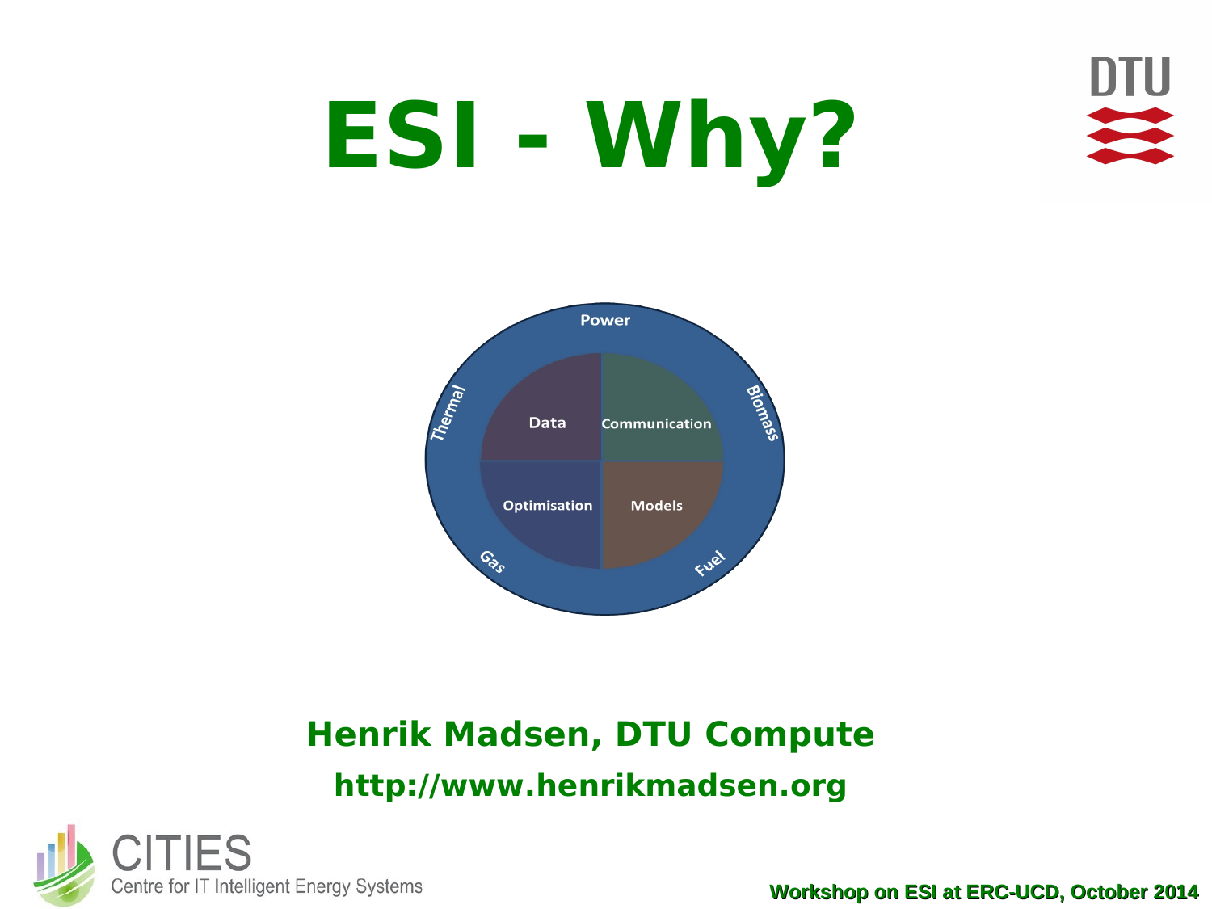# ESI - Why?

Power

Thermal

Biomass

Data

Communication

Optimisation

Models

Gas

Fuel

**Henrik Madsen, DTU Compute**

**http://www.henrikmadsen.org**

CITIES
Centre for IT Intelligent Energy Systems

**Workshop on ESI at ERC-UCD, October 2014**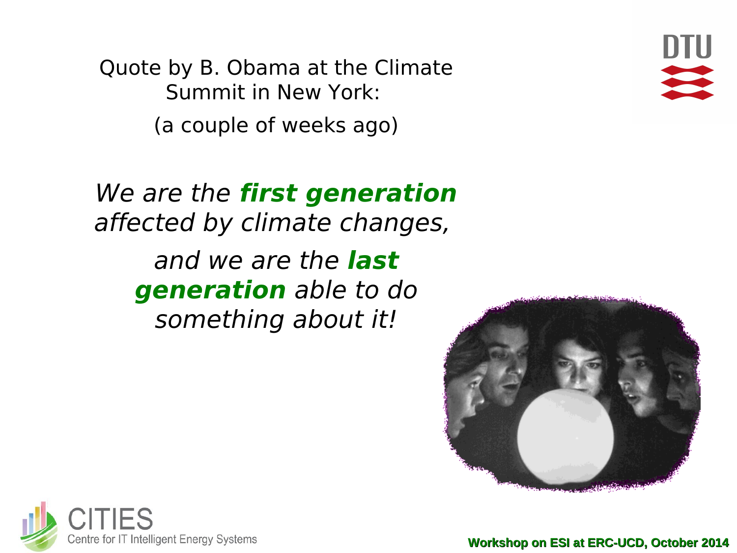Quote by B. Obama at the Climate Summit in New York:

(a couple of weeks ago)

*We are the **first generation** affected by climate changes,*

*and we are the **last generation** able to do something about it!*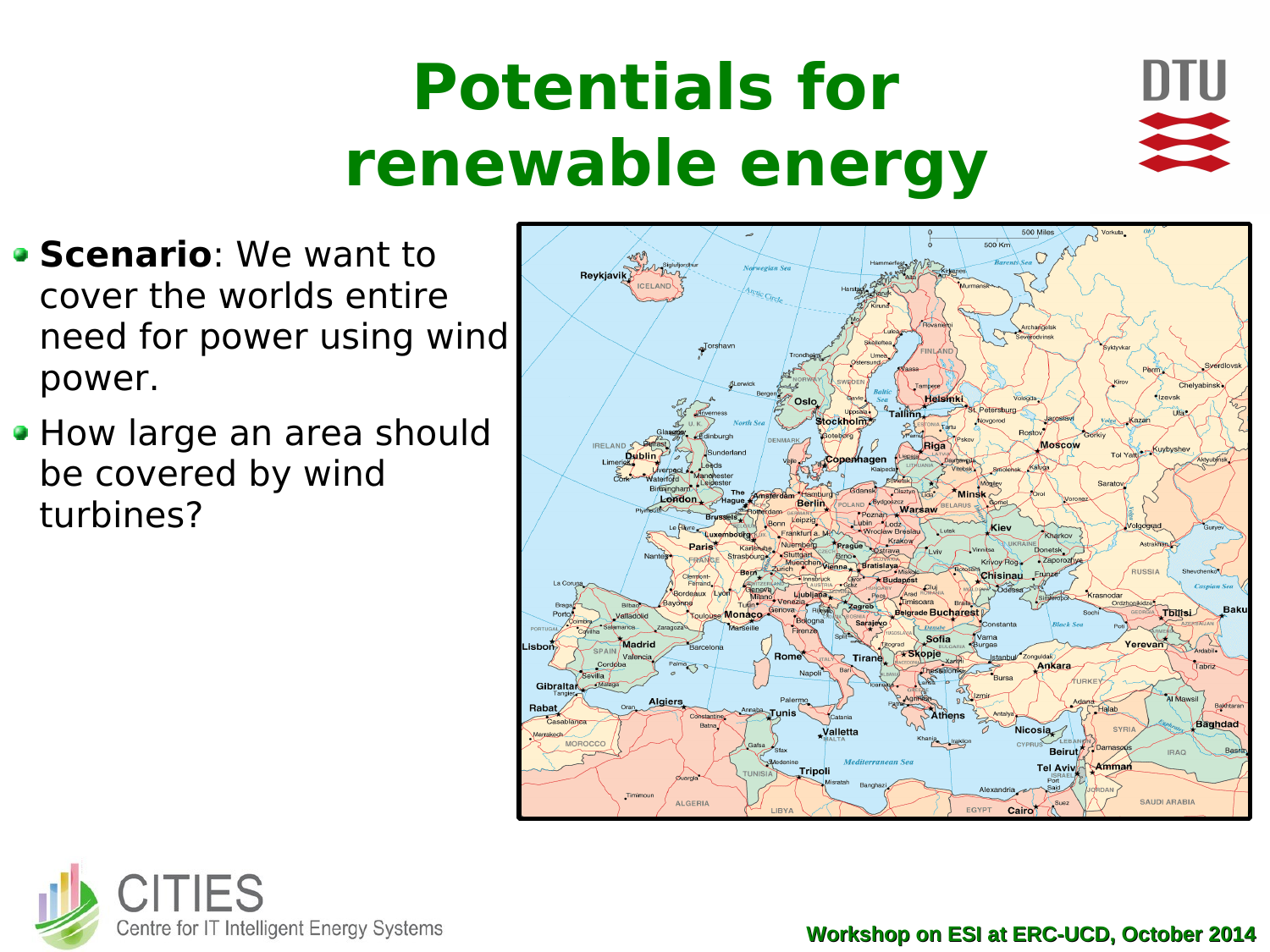# Potentials for renewable energy

- **Scenario**: We want to cover the worlds entire need for power using wind power.
- How large an area should be covered by wind turbines?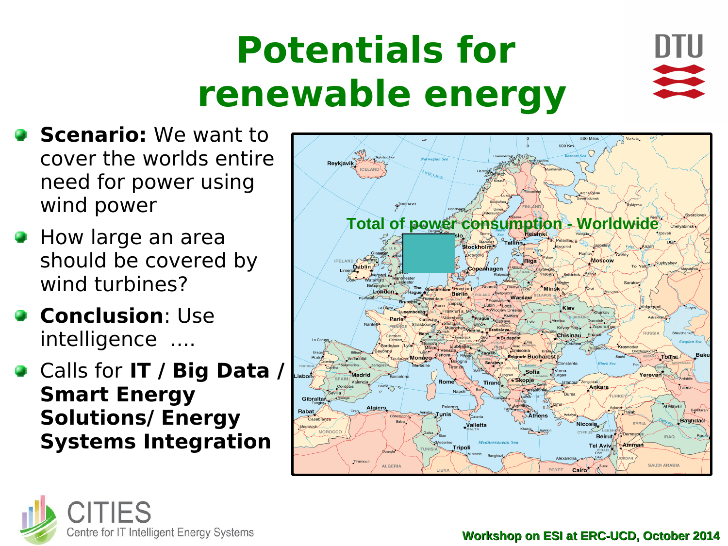# Potentials for renewable energy

- **Scenario:** We want to cover the worlds entire need for power using wind power
- How large an area should be covered by wind turbines?
- **Conclusion**: Use intelligence ....
- Calls for **IT / Big Data / Smart Energy Solutions/ Energy Systems Integration**

Total of power consumption - Worldwide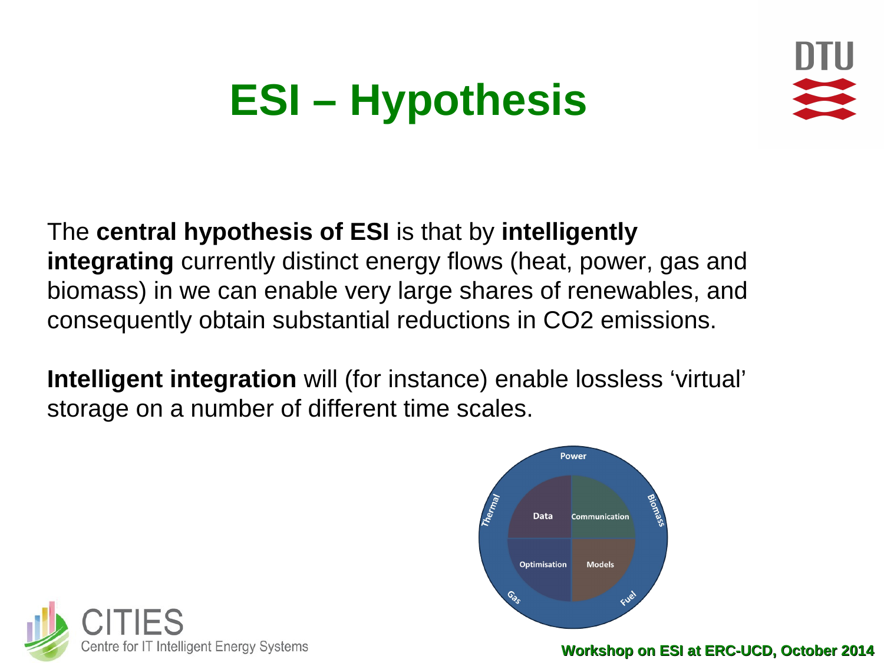# ESI – Hypothesis

The **central hypothesis of ESI** is that by **intelligently integrating** currently distinct energy flows (heat, power, gas and biomass) in we can enable very large shares of renewables, and consequently obtain substantial reductions in CO2 emissions.

**Intelligent integration** will (for instance) enable lossless 'virtual' storage on a number of different time scales.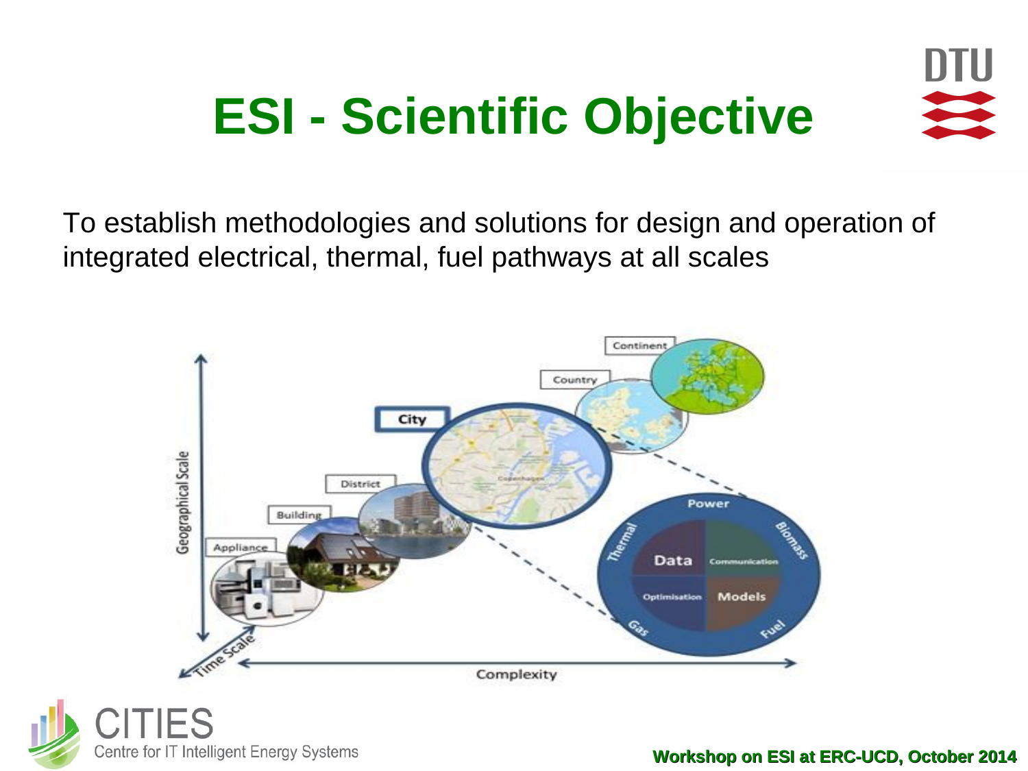# ESI - Scientific Objective

To establish methodologies and solutions for design and operation of integrated electrical, thermal, fuel pathways at all scales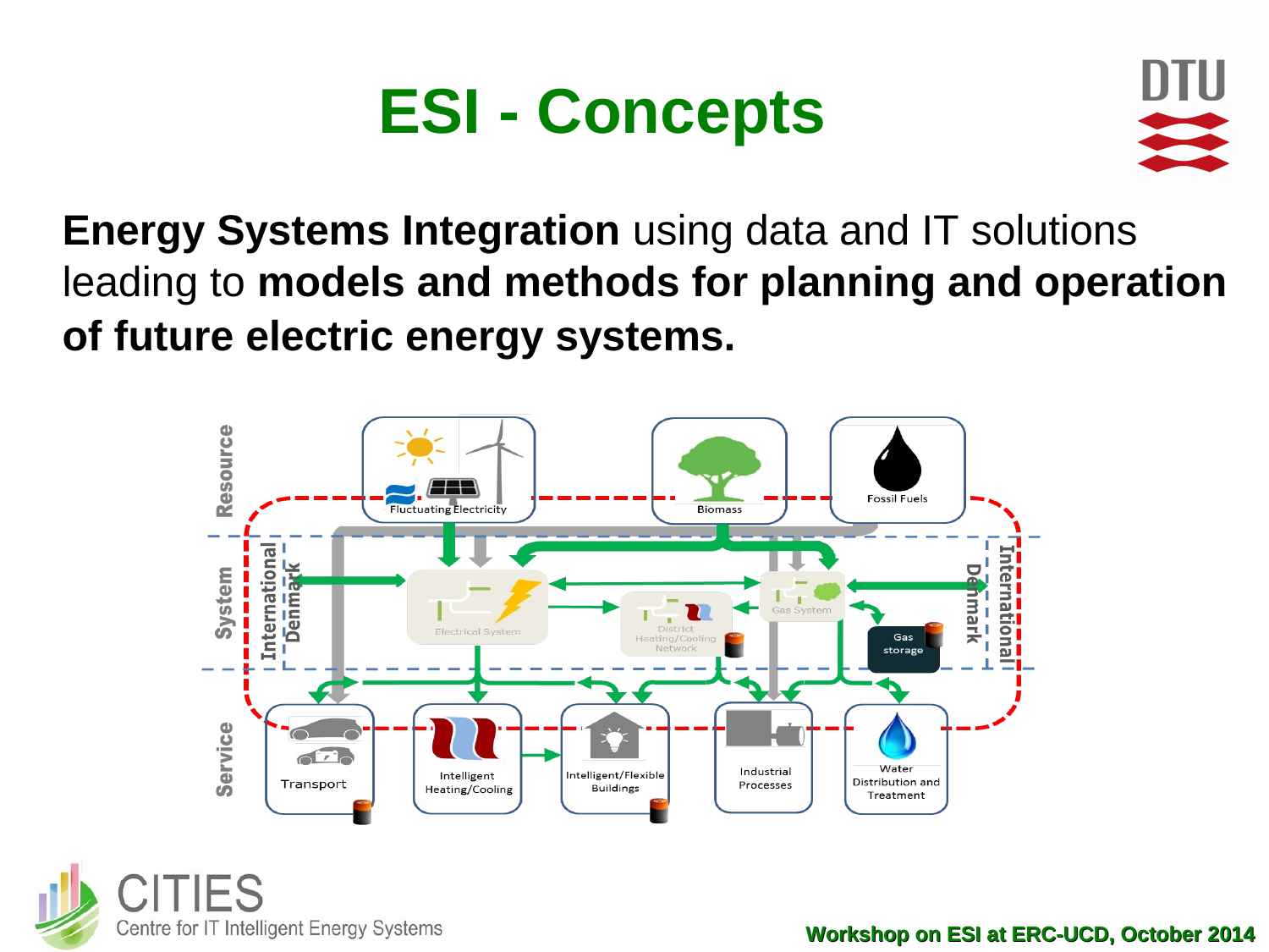# ESI - Concepts

**Energy Systems Integration** using data and IT solutions leading to **models and methods for planning and operation of future electric energy systems.**

Resource

Fluctuating Electricity

Biomass

Fossil Fuels

System

International

Denmark

Electrical System

District Heating/Cooling Network

Gas System

Gas storage

Denmark

International

Service

Transport

Intelligent Heating/Cooling

Intelligent/Flexible Buildings

Industrial Processes

Water Distribution and Treatment

CITIES

Centre for IT Intelligent Energy Systems

Workshop on ESI at ERC-UCD, October 2014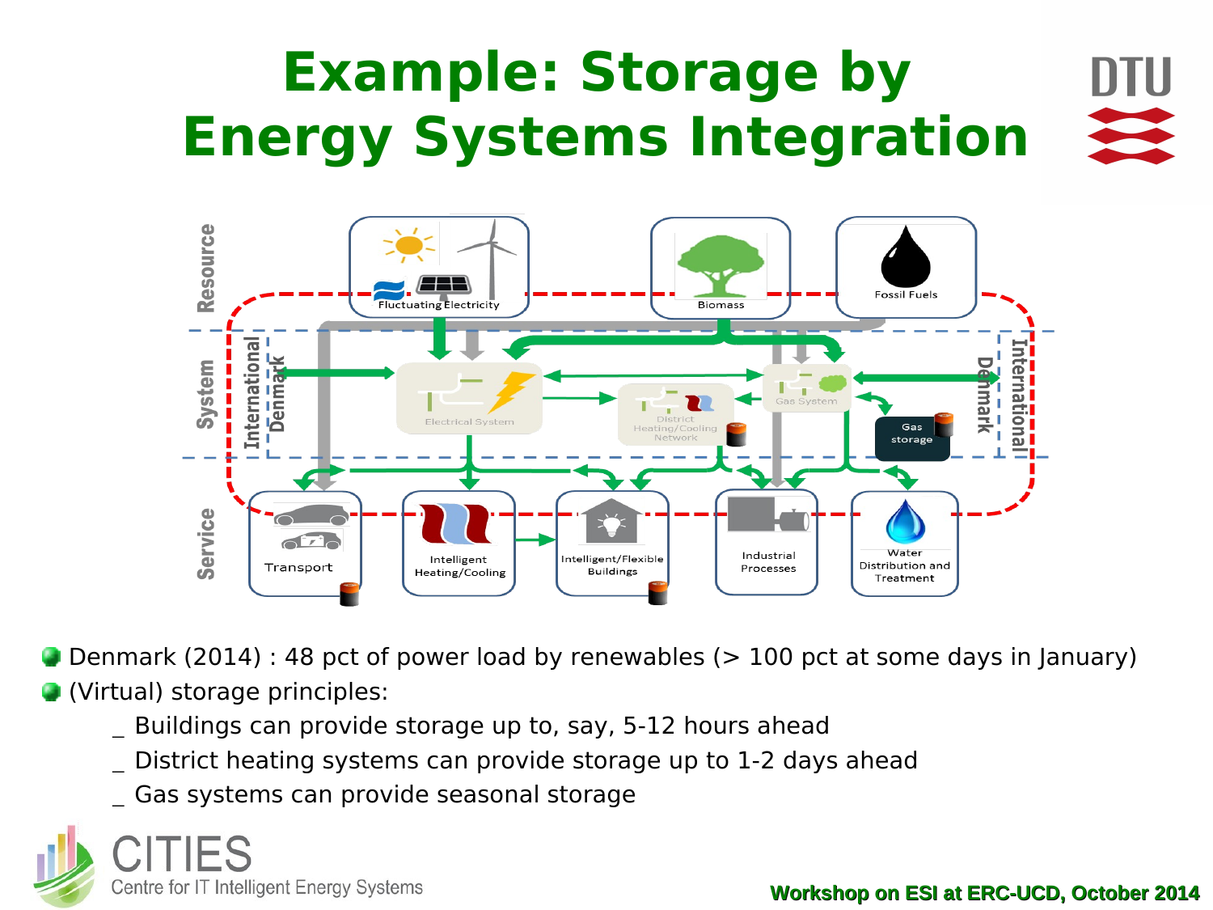# Example: Storage by Energy Systems Integration

- Denmark (2014) : 48 pct of power load by renewables (> 100 pct at some days in January)
- (Virtual) storage principles:
  - _ Buildings can provide storage up to, say, 5-12 hours ahead
  - _ District heating systems can provide storage up to 1-2 days ahead
  - _ Gas systems can provide seasonal storage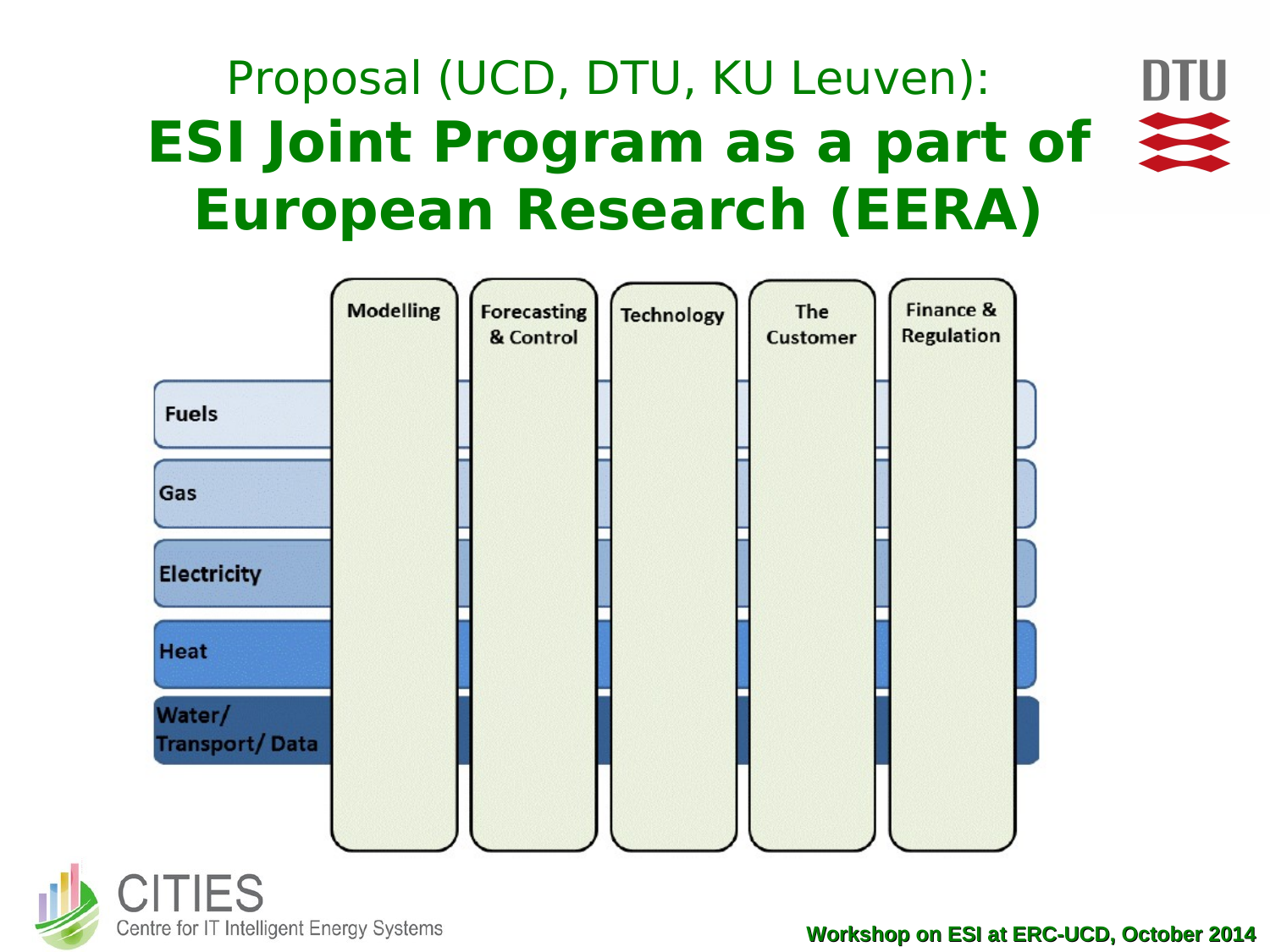# Proposal (UCD, DTU, KU Leuven):

# ESI Joint Program as a part of European Research (EERA)

Modelling

Forecasting & Control

Technology

The Customer

Finance & Regulation

Fuels

Gas

Electricity

Heat

Water/ Transport/ Data

CITIES

Centre for IT Intelligent Energy Systems

Workshop on ESI at ERC-UCD, October 2014